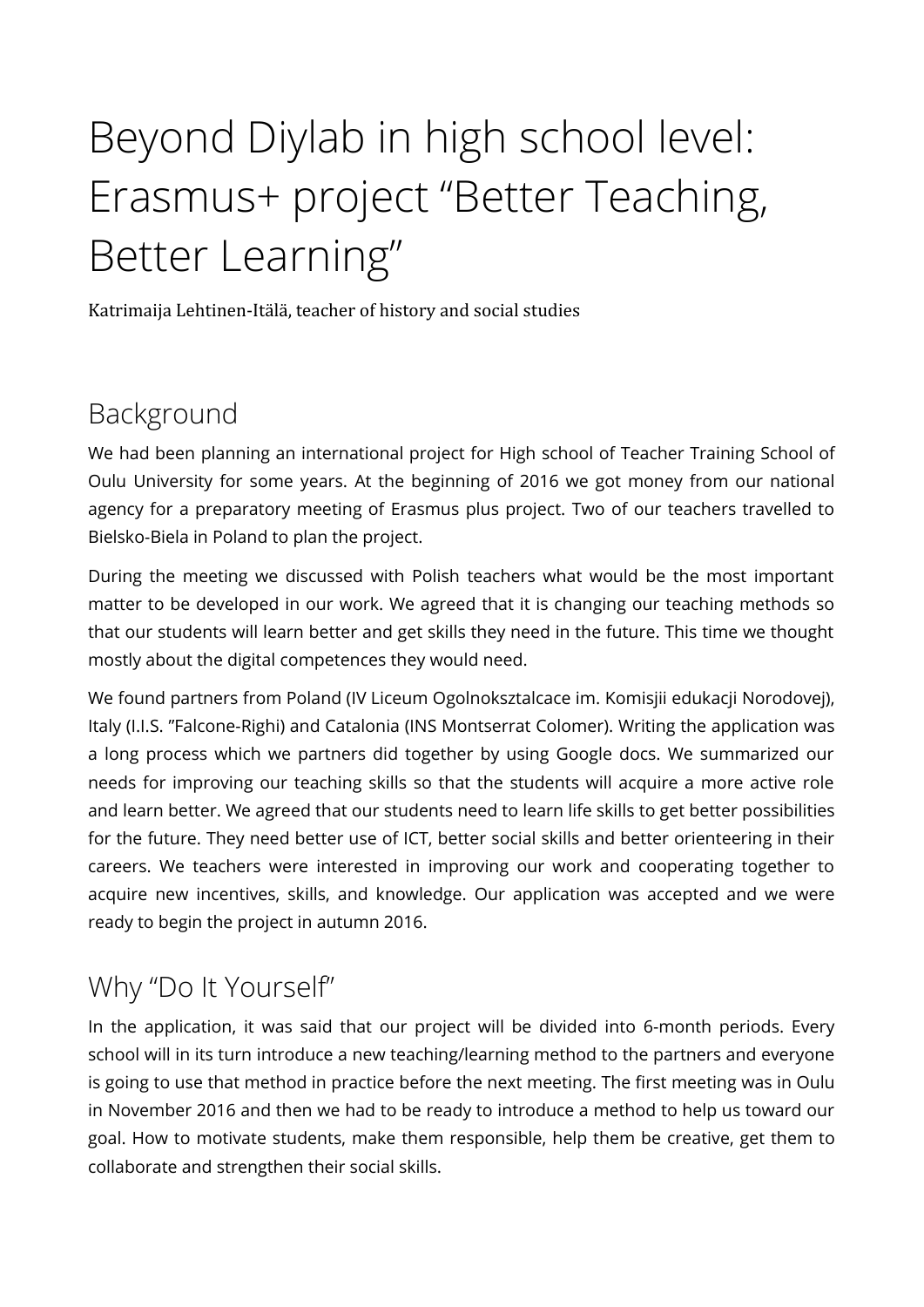# Beyond Diylab in high school level: Erasmus+ project "Better Teaching, Better Learning"

Katrimaija Lehtinen-Itälä, teacher of history and social studies

## Background

We had been planning an international project for High school of Teacher Training School of Oulu University for some years. At the beginning of 2016 we got money from our national agency for a preparatory meeting of Erasmus plus project. Two of our teachers travelled to Bielsko-Biela in Poland to plan the project.

During the meeting we discussed with Polish teachers what would be the most important matter to be developed in our work. We agreed that it is changing our teaching methods so that our students will learn better and get skills they need in the future. This time we thought mostly about the digital competences they would need.

We found partners from Poland (IV Liceum Ogolnokształcace im. Komisjii edukacji Norodovej), Italy (I.I.S. "Falcone-Righi) and Catalonia (INS Montserrat Colomer). Writing the application was a long process which we partners did together by using Google docs. We summarized our needs for improving our teaching skills so that the students will acquire a more active role and learn better. We agreed that our students need to learn life skills to get better possibilities for the future. They need better use of ICT, better social skills and better orienteering in their careers. We teachers were interested in improving our work and cooperating together to acquire new incentives, skills, and knowledge. Our application was accepted and we were ready to begin the project in autumn 2016.

## Why "Do It Yourself"

In the application, it was said that our project will be divided into 6-month periods. Every school will in its turn introduce a new teaching/learning method to the partners and everyone is going to use that method in practice before the next meeting. The first meeting was in Oulu in November 2016 and then we had to be ready to introduce a method to help us toward our goal. How to motivate students, make them responsible, help them be creative, get them to collaborate and strengthen their social skills.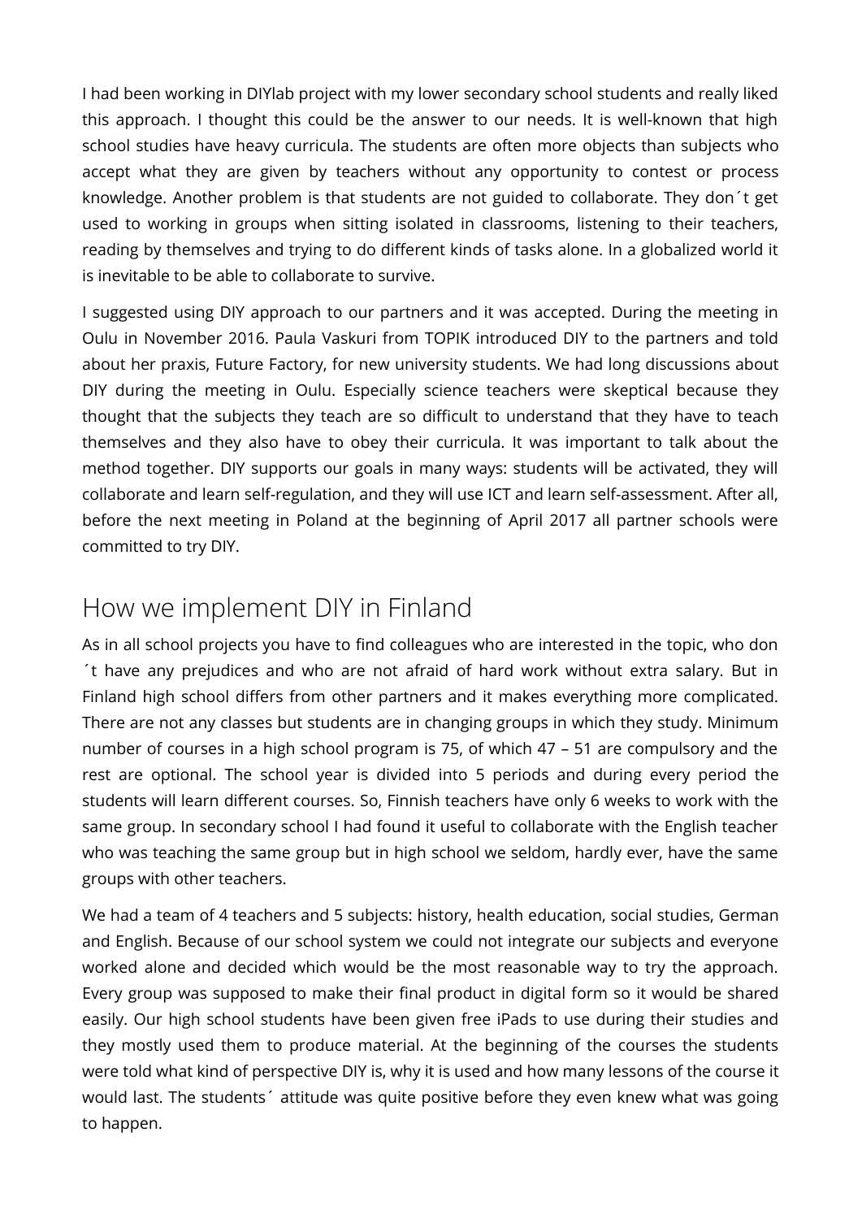I had been working in DIYlab project with my lower secondary school students and really liked this approach. I thought this could be the answer to our needs. It is well-known that high school studies have heavy curricula. The students are often more objects than subjects who accept what they are given by teachers without any opportunity to contest or process knowledge. Another problem is that students are not guided to collaborate. They don´t get used to working in groups when sitting isolated in classrooms, listening to their teachers, reading by themselves and trying to do different kinds of tasks alone. In a globalized world it is inevitable to be able to collaborate to survive.

I suggested using DIY approach to our partners and it was accepted. During the meeting in Oulu in November 2016. Paula Vaskuri from TOPIK introduced DIY to the partners and told about her praxis, Future Factory, for new university students. We had long discussions about DIY during the meeting in Oulu. Especially science teachers were skeptical because they thought that the subjects they teach are so difficult to understand that they have to teach themselves and they also have to obey their curricula. It was important to talk about the method together. DIY supports our goals in many ways: students will be activated, they will collaborate and learn self-regulation, and they will use ICT and learn self-assessment. After all, before the next meeting in Poland at the beginning of April 2017 all partner schools were committed to try DIY.

## How we implement DIY in Finland

As in all school projects you have to find colleagues who are interested in the topic, who don´t have any prejudices and who are not afraid of hard work without extra salary. But in Finland high school differs from other partners and it makes everything more complicated. There are not any classes but students are in changing groups in which they study. Minimum number of courses in a high school program is 75, of which 47 – 51 are compulsory and the rest are optional. The school year is divided into 5 periods and during every period the students will learn different courses. So, Finnish teachers have only 6 weeks to work with the same group. In secondary school I had found it useful to collaborate with the English teacher who was teaching the same group but in high school we seldom, hardly ever, have the same groups with other teachers.

We had a team of 4 teachers and 5 subjects: history, health education, social studies, German and English. Because of our school system we could not integrate our subjects and everyone worked alone and decided which would be the most reasonable way to try the approach. Every group was supposed to make their final product in digital form so it would be shared easily. Our high school students have been given free iPads to use during their studies and they mostly used them to produce material. At the beginning of the courses the students were told what kind of perspective DIY is, why it is used and how many lessons of the course it would last. The students´ attitude was quite positive before they even knew what was going to happen.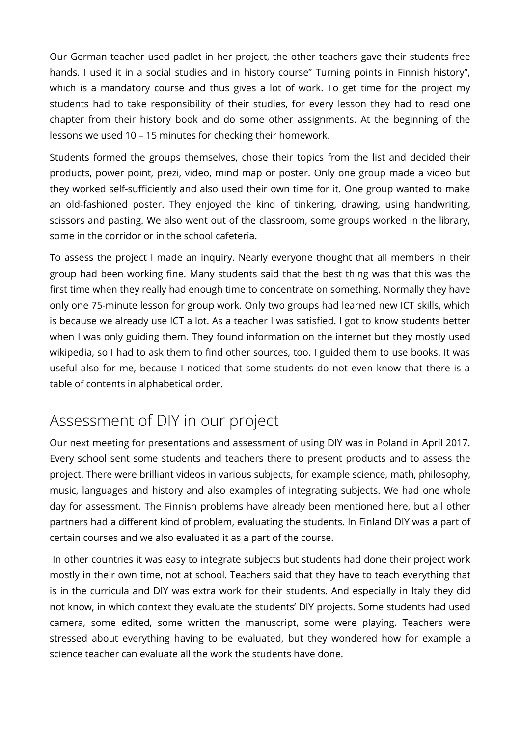Our German teacher used padlet in her project, the other teachers gave their students free hands. I used it in a social studies and in history course" Turning points in Finnish history", which is a mandatory course and thus gives a lot of work. To get time for the project my students had to take responsibility of their studies, for every lesson they had to read one chapter from their history book and do some other assignments. At the beginning of the lessons we used 10 – 15 minutes for checking their homework.

Students formed the groups themselves, chose their topics from the list and decided their products, power point, prezi, video, mind map or poster. Only one group made a video but they worked self-sufficiently and also used their own time for it. One group wanted to make an old-fashioned poster. They enjoyed the kind of tinkering, drawing, using handwriting, scissors and pasting. We also went out of the classroom, some groups worked in the library, some in the corridor or in the school cafeteria.

To assess the project I made an inquiry. Nearly everyone thought that all members in their group had been working fine. Many students said that the best thing was that this was the first time when they really had enough time to concentrate on something. Normally they have only one 75-minute lesson for group work. Only two groups had learned new ICT skills, which is because we already use ICT a lot. As a teacher I was satisfied. I got to know students better when I was only guiding them. They found information on the internet but they mostly used wikipedia, so I had to ask them to find other sources, too. I guided them to use books. It was useful also for me, because I noticed that some students do not even know that there is a table of contents in alphabetical order.

## Assessment of DIY in our project

Our next meeting for presentations and assessment of using DIY was in Poland in April 2017. Every school sent some students and teachers there to present products and to assess the project. There were brilliant videos in various subjects, for example science, math, philosophy, music, languages and history and also examples of integrating subjects. We had one whole day for assessment. The Finnish problems have already been mentioned here, but all other partners had a different kind of problem, evaluating the students. In Finland DIY was a part of certain courses and we also evaluated it as a part of the course.

In other countries it was easy to integrate subjects but students had done their project work mostly in their own time, not at school. Teachers said that they have to teach everything that is in the curricula and DIY was extra work for their students. And especially in Italy they did not know, in which context they evaluate the students' DIY projects. Some students had used camera, some edited, some written the manuscript, some were playing. Teachers were stressed about everything having to be evaluated, but they wondered how for example a science teacher can evaluate all the work the students have done.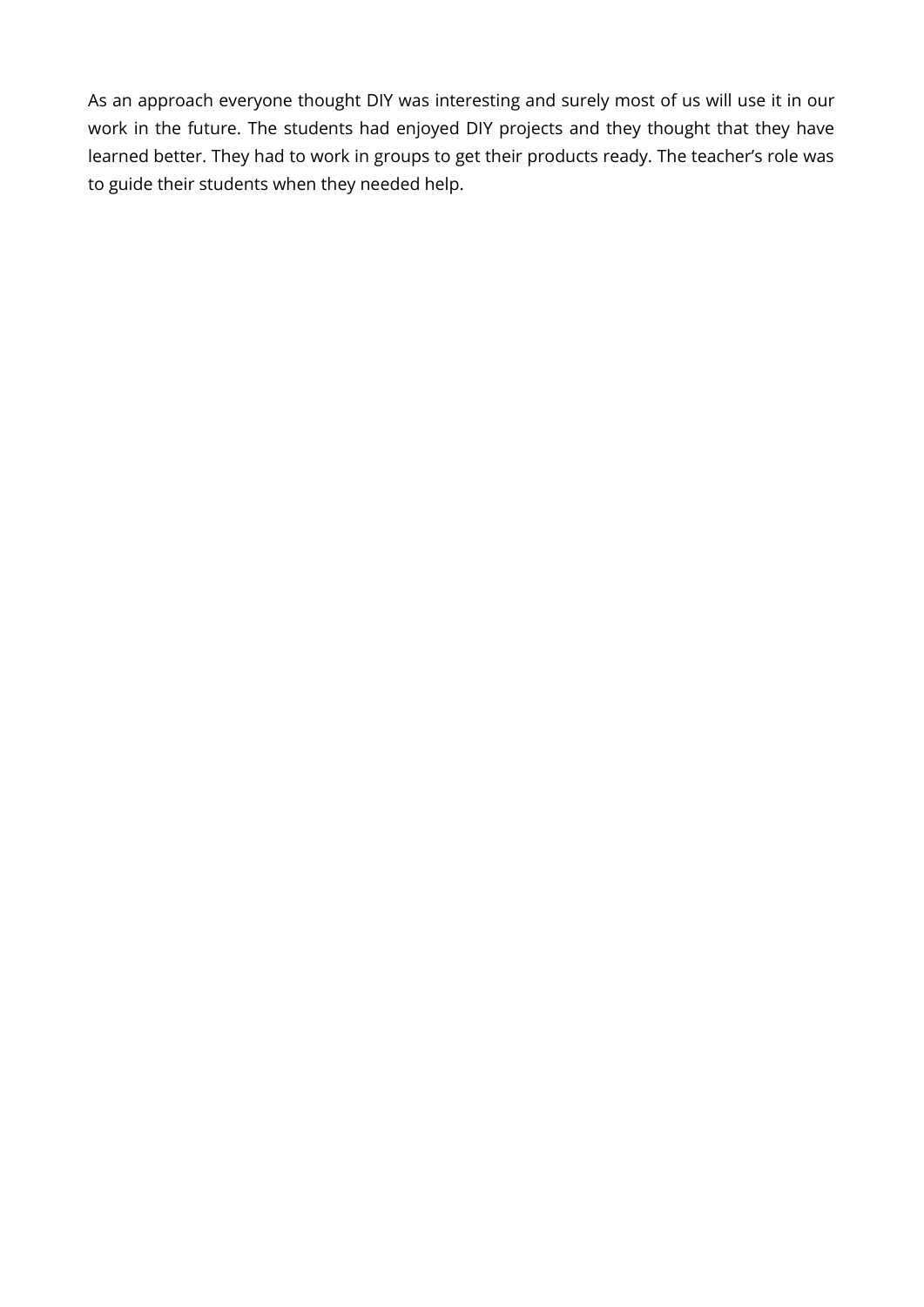As an approach everyone thought DIY was interesting and surely most of us will use it in our work in the future. The students had enjoyed DIY projects and they thought that they have learned better. They had to work in groups to get their products ready. The teacher's role was to guide their students when they needed help.